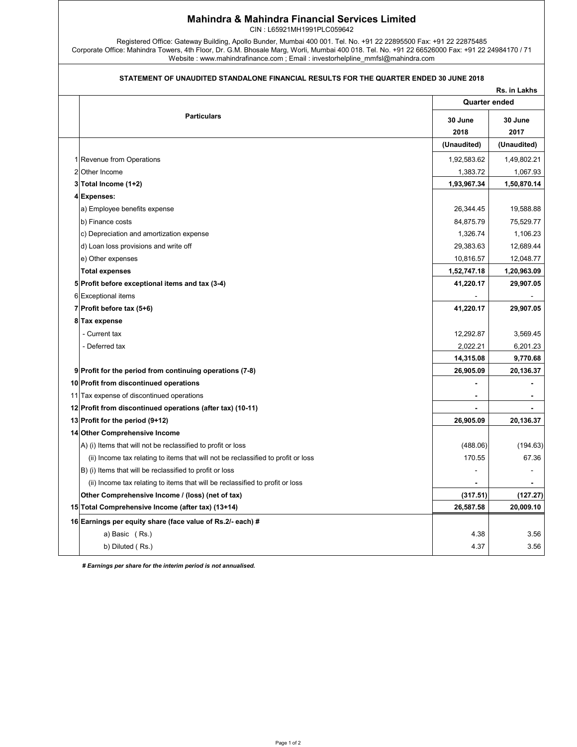# Mahindra & Mahindra Financial Services Limited

CIN : L65921MH1991PLC059642

Registered Office: Gateway Building, Apollo Bunder, Mumbai 400 001. Tel. No. +91 22 22895500 Fax: +91 22 22875485
Corporate Office: Mahindra Towers, 4th Floor, Dr. G.M. Bhosale Marg, Worli, Mumbai 400 018. Tel. No. +91 22 66526000 Fax: +91 22 24984170 / 71
Website : www.mahindrafinance.com ; Email : investorhelpline_mmfsl@mahindra.com

## STATEMENT OF UNAUDITED STANDALONE FINANCIAL RESULTS FOR THE QUARTER ENDED 30 JUNE 2018

Rs. in Lakhs

| | Particulars | Quarter ended | |
|---|---|---|---|
| | | 30 June 2018 | 30 June 2017 |
| | | (Unaudited) | (Unaudited) |
| 1 | Revenue from Operations | 1,92,583.62 | 1,49,802.21 |
| 2 | Other Income | 1,383.72 | 1,067.93 |
| **3** | **Total Income (1+2)** | **1,93,967.34** | **1,50,870.14** |
| **4** | **Expenses:** | | |
| | a) Employee benefits expense | 26,344.45 | 19,588.88 |
| | b) Finance costs | 84,875.79 | 75,529.77 |
| | c) Depreciation and amortization expense | 1,326.74 | 1,106.23 |
| | d) Loan loss provisions and write off | 29,383.63 | 12,689.44 |
| | e) Other expenses | 10,816.57 | 12,048.77 |
| | **Total expenses** | **1,52,747.18** | **1,20,963.09** |
| **5** | **Profit before exceptional items and tax (3-4)** | **41,220.17** | **29,907.05** |
| 6 | Exceptional items | - | - |
| **7** | **Profit before tax (5+6)** | **41,220.17** | **29,907.05** |
| **8** | **Tax expense** | | |
| | - Current tax | 12,292.87 | 3,569.45 |
| | - Deferred tax | 2,022.21 | 6,201.23 |
| | | **14,315.08** | **9,770.68** |
| **9** | **Profit for the period from continuing operations (7-8)** | **26,905.09** | **20,136.37** |
| **10** | **Profit from discontinued operations** | **-** | **-** |
| 11 | Tax expense of discontinued operations | **-** | **-** |
| **12** | **Profit from discontinued operations (after tax) (10-11)** | **-** | **-** |
| **13** | **Profit for the period (9+12)** | **26,905.09** | **20,136.37** |
| **14** | **Other Comprehensive Income** | | |
| | A) (i) Items that will not be reclassified to profit or loss | (488.06) | (194.63) |
| | (ii) Income tax relating to items that will not be reclassified to profit or loss | 170.55 | 67.36 |
| | B) (i) Items that will be reclassified to profit or loss | - | - |
| | (ii) Income tax relating to items that will be reclassified to profit or loss | **-** | **-** |
| | **Other Comprehensive Income / (loss) (net of tax)** | **(317.51)** | **(127.27)** |
| **15** | **Total Comprehensive Income (after tax) (13+14)** | **26,587.58** | **20,009.10** |
| **16** | **Earnings per equity share (face value of Rs.2/- each) #** | | |
| | a) Basic ( Rs.) | 4.38 | 3.56 |
| | b) Diluted ( Rs.) | 4.37 | 3.56 |

***# Earnings per share for the interim period is not annualised.***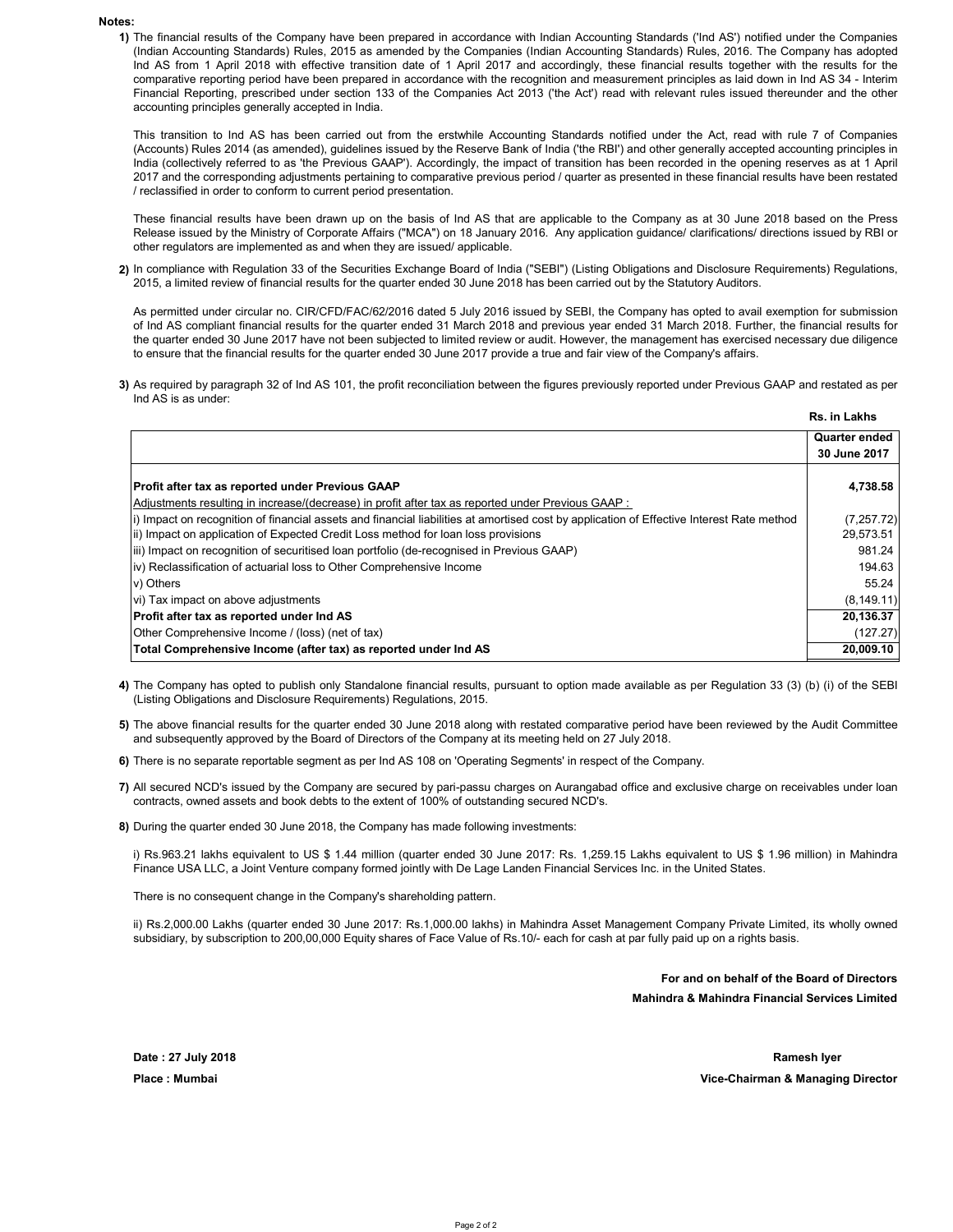**Notes:**

**1)** The financial results of the Company have been prepared in accordance with Indian Accounting Standards ('Ind AS') notified under the Companies (Indian Accounting Standards) Rules, 2015 as amended by the Companies (Indian Accounting Standards) Rules, 2016. The Company has adopted Ind AS from 1 April 2018 with effective transition date of 1 April 2017 and accordingly, these financial results together with the results for the comparative reporting period have been prepared in accordance with the recognition and measurement principles as laid down in Ind AS 34 - Interim Financial Reporting, prescribed under section 133 of the Companies Act 2013 ('the Act') read with relevant rules issued thereunder and the other accounting principles generally accepted in India.

This transition to Ind AS has been carried out from the erstwhile Accounting Standards notified under the Act, read with rule 7 of Companies (Accounts) Rules 2014 (as amended), guidelines issued by the Reserve Bank of India ('the RBI') and other generally accepted accounting principles in India (collectively referred to as 'the Previous GAAP'). Accordingly, the impact of transition has been recorded in the opening reserves as at 1 April 2017 and the corresponding adjustments pertaining to comparative previous period / quarter as presented in these financial results have been restated / reclassified in order to conform to current period presentation.

These financial results have been drawn up on the basis of Ind AS that are applicable to the Company as at 30 June 2018 based on the Press Release issued by the Ministry of Corporate Affairs ("MCA") on 18 January 2016. Any application guidance/ clarifications/ directions issued by RBI or other regulators are implemented as and when they are issued/ applicable.

**2)** In compliance with Regulation 33 of the Securities Exchange Board of India ("SEBI") (Listing Obligations and Disclosure Requirements) Regulations, 2015, a limited review of financial results for the quarter ended 30 June 2018 has been carried out by the Statutory Auditors.

As permitted under circular no. CIR/CFD/FAC/62/2016 dated 5 July 2016 issued by SEBI, the Company has opted to avail exemption for submission of Ind AS compliant financial results for the quarter ended 31 March 2018 and previous year ended 31 March 2018. Further, the financial results for the quarter ended 30 June 2017 have not been subjected to limited review or audit. However, the management has exercised necessary due diligence to ensure that the financial results for the quarter ended 30 June 2017 provide a true and fair view of the Company's affairs.

**3)** As required by paragraph 32 of Ind AS 101, the profit reconciliation between the figures previously reported under Previous GAAP and restated as per Ind AS is as under:

**Rs. in Lakhs**

| | Quarter ended 30 June 2017 |
|---|---|
| **Profit after tax as reported under Previous GAAP** | **4,738.58** |
| Adjustments resulting in increase/(decrease) in profit after tax as reported under Previous GAAP : | |
| i) Impact on recognition of financial assets and financial liabilities at amortised cost by application of Effective Interest Rate method | (7,257.72) |
| ii) Impact on application of Expected Credit Loss method for loan loss provisions | 29,573.51 |
| iii) Impact on recognition of securitised loan portfolio (de-recognised in Previous GAAP) | 981.24 |
| iv) Reclassification of actuarial loss to Other Comprehensive Income | 194.63 |
| v) Others | 55.24 |
| vi) Tax impact on above adjustments | (8,149.11) |
| **Profit after tax as reported under Ind AS** | **20,136.37** |
| Other Comprehensive Income / (loss) (net of tax) | (127.27) |
| **Total Comprehensive Income (after tax) as reported under Ind AS** | **20,009.10** |

**4)** The Company has opted to publish only Standalone financial results, pursuant to option made available as per Regulation 33 (3) (b) (i) of the SEBI (Listing Obligations and Disclosure Requirements) Regulations, 2015.

**5)** The above financial results for the quarter ended 30 June 2018 along with restated comparative period have been reviewed by the Audit Committee and subsequently approved by the Board of Directors of the Company at its meeting held on 27 July 2018.

**6)** There is no separate reportable segment as per Ind AS 108 on 'Operating Segments' in respect of the Company.

**7)** All secured NCD's issued by the Company are secured by pari-passu charges on Aurangabad office and exclusive charge on receivables under loan contracts, owned assets and book debts to the extent of 100% of outstanding secured NCD's.

**8)** During the quarter ended 30 June 2018, the Company has made following investments:

i) Rs.963.21 lakhs equivalent to US $ 1.44 million (quarter ended 30 June 2017: Rs. 1,259.15 Lakhs equivalent to US $ 1.96 million) in Mahindra Finance USA LLC, a Joint Venture company formed jointly with De Lage Landen Financial Services Inc. in the United States.

There is no consequent change in the Company's shareholding pattern.

ii) Rs.2,000.00 Lakhs (quarter ended 30 June 2017: Rs.1,000.00 lakhs) in Mahindra Asset Management Company Private Limited, its wholly owned subsidiary, by subscription to 200,00,000 Equity shares of Face Value of Rs.10/- each for cash at par fully paid up on a rights basis.

**For and on behalf of the Board of Directors**
**Mahindra & Mahindra Financial Services Limited**

**Date : 27 July 2018**
**Place : Mumbai**

**Ramesh Iyer**
**Vice-Chairman & Managing Director**